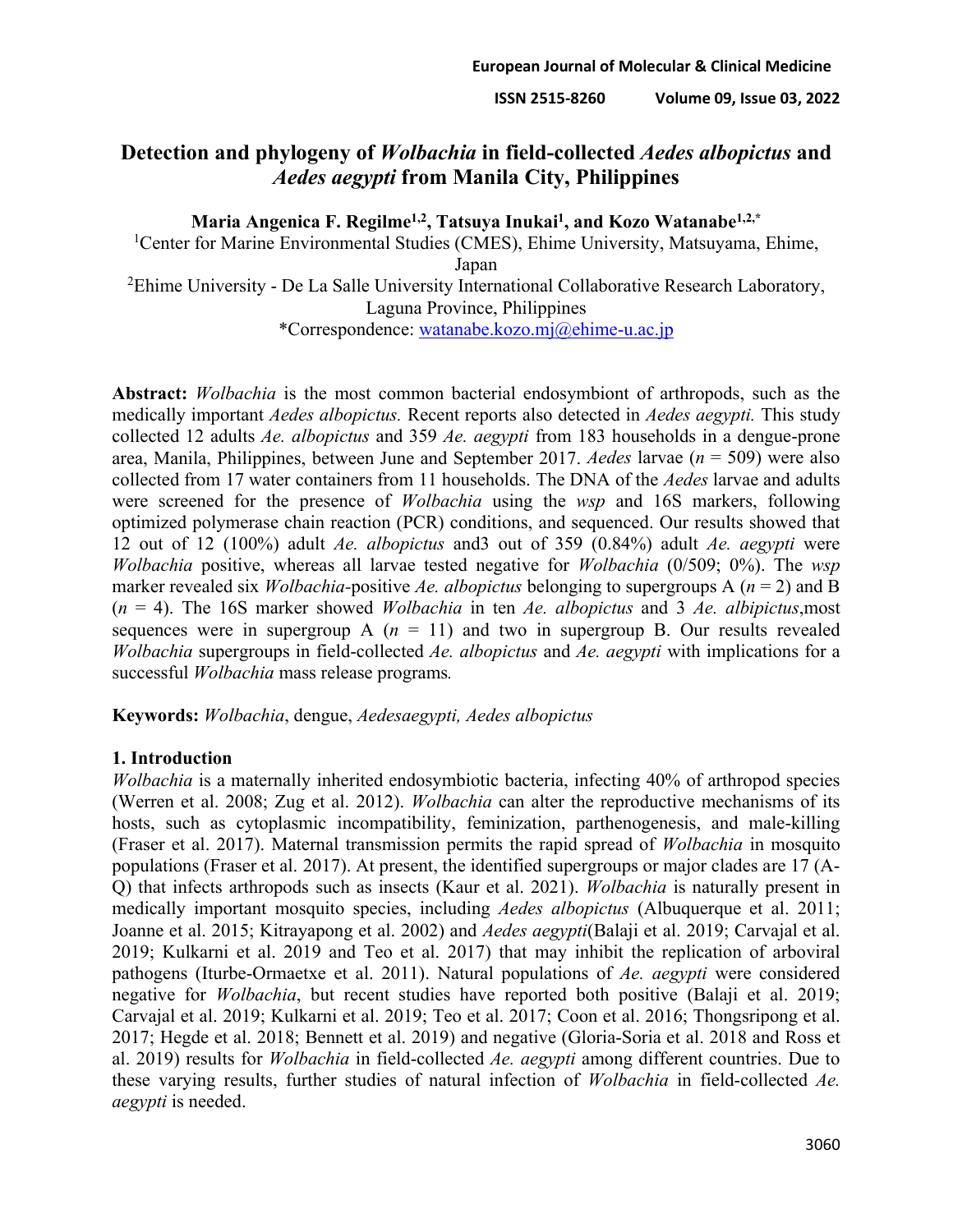# Detection and phylogeny of *Wolbachia* in field-collected *Aedes albopictus* and *Aedes aegypti* from Manila City, Philippines

**Maria Angenica F. Regilme[1,2], Tatsuya Inukai[1], and Kozo Watanabe[1,2,*]**

[1]Center for Marine Environmental Studies (CMES), Ehime University, Matsuyama, Ehime, Japan

[2]Ehime University - De La Salle University International Collaborative Research Laboratory, Laguna Province, Philippines

*Correspondence: watanabe.kozo.mj@ehime-u.ac.jp

**Abstract:** *Wolbachia* is the most common bacterial endosymbiont of arthropods, such as the medically important *Aedes albopictus.* Recent reports also detected in *Aedes aegypti.* This study collected 12 adults *Ae. albopictus* and 359 *Ae. aegypti* from 183 households in a dengue-prone area, Manila, Philippines, between June and September 2017. *Aedes* larvae ($n$ = 509) were also collected from 17 water containers from 11 households. The DNA of the *Aedes* larvae and adults were screened for the presence of *Wolbachia* using the *wsp* and 16S markers, following optimized polymerase chain reaction (PCR) conditions, and sequenced. Our results showed that 12 out of 12 (100%) adult *Ae. albopictus* and3 out of 359 (0.84%) adult *Ae. aegypti* were *Wolbachia* positive, whereas all larvae tested negative for *Wolbachia* (0/509; 0%). The *wsp* marker revealed six *Wolbachia*-positive *Ae. albopictus* belonging to supergroups A ($n$ = 2) and B ($n$ = 4). The 16S marker showed *Wolbachia* in ten *Ae. albopictus* and 3 *Ae. albipictus*,most sequences were in supergroup A ($n$ = 11) and two in supergroup B. Our results revealed *Wolbachia* supergroups in field-collected *Ae. albopictus* and *Ae. aegypti* with implications for a successful *Wolbachia* mass release programs*.*

**Keywords:** *Wolbachia*, dengue, *Aedesaegypti, Aedes albopictus*

## 1. Introduction

*Wolbachia* is a maternally inherited endosymbiotic bacteria, infecting 40% of arthropod species (Werren et al. 2008; Zug et al. 2012). *Wolbachia* can alter the reproductive mechanisms of its hosts, such as cytoplasmic incompatibility, feminization, parthenogenesis, and male-killing (Fraser et al. 2017). Maternal transmission permits the rapid spread of *Wolbachia* in mosquito populations (Fraser et al. 2017). At present, the identified supergroups or major clades are 17 (A-Q) that infects arthropods such as insects (Kaur et al. 2021). *Wolbachia* is naturally present in medically important mosquito species, including *Aedes albopictus* (Albuquerque et al. 2011; Joanne et al. 2015; Kitrayapong et al. 2002) and *Aedes aegypti*(Balaji et al. 2019; Carvajal et al. 2019; Kulkarni et al. 2019 and Teo et al. 2017) that may inhibit the replication of arboviral pathogens (Iturbe-Ormaetxe et al. 2011). Natural populations of *Ae. aegypti* were considered negative for *Wolbachia*, but recent studies have reported both positive (Balaji et al. 2019; Carvajal et al. 2019; Kulkarni et al. 2019; Teo et al. 2017; Coon et al. 2016; Thongsripong et al. 2017; Hegde et al. 2018; Bennett et al. 2019) and negative (Gloria-Soria et al. 2018 and Ross et al. 2019) results for *Wolbachia* in field-collected *Ae. aegypti* among different countries. Due to these varying results, further studies of natural infection of *Wolbachia* in field-collected *Ae. aegypti* is needed.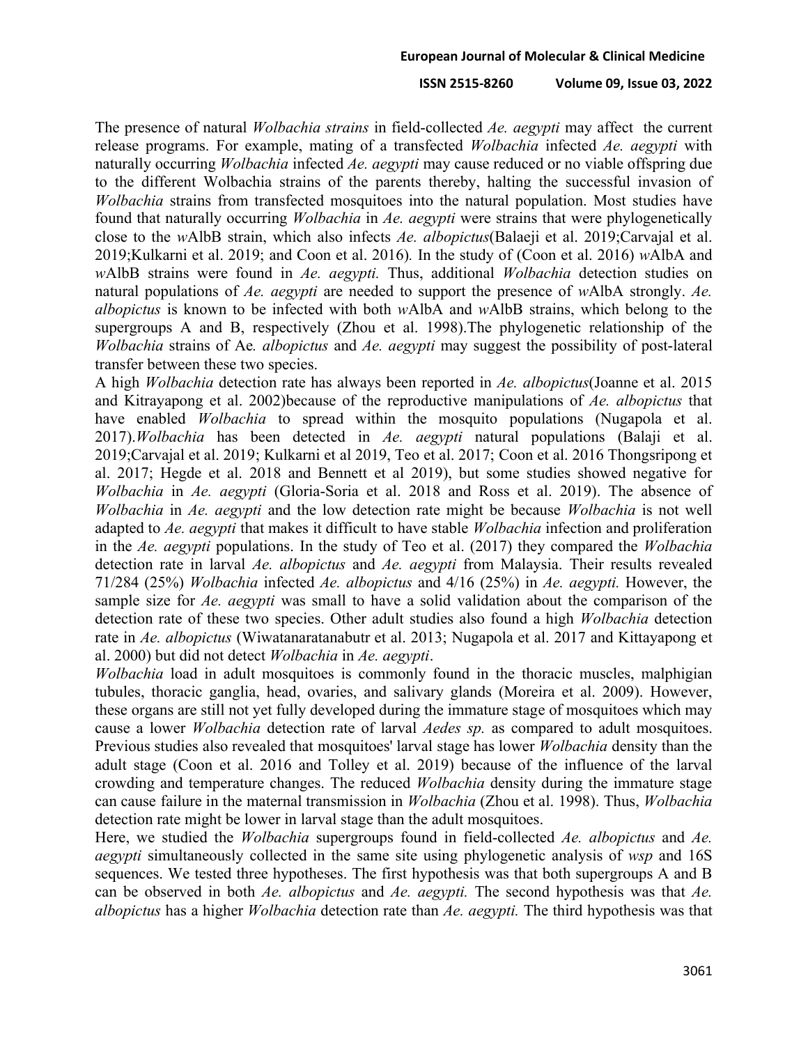The presence of natural *Wolbachia strains* in field-collected *Ae. aegypti* may affect the current release programs. For example, mating of a transfected *Wolbachia* infected *Ae. aegypti* with naturally occurring *Wolbachia* infected *Ae. aegypti* may cause reduced or no viable offspring due to the different Wolbachia strains of the parents thereby, halting the successful invasion of *Wolbachia* strains from transfected mosquitoes into the natural population. Most studies have found that naturally occurring *Wolbachia* in *Ae. aegypti* were strains that were phylogenetically close to the *w*AlbB strain, which also infects *Ae. albopictus*(Balaeji et al. 2019;Carvajal et al. 2019;Kulkarni et al. 2019; and Coon et al. 2016). In the study of (Coon et al. 2016) *w*AlbA and *w*AlbB strains were found in *Ae. aegypti.* Thus, additional *Wolbachia* detection studies on natural populations of *Ae. aegypti* are needed to support the presence of *w*AlbA strongly. *Ae. albopictus* is known to be infected with both *w*AlbA and *w*AlbB strains, which belong to the supergroups A and B, respectively (Zhou et al. 1998).The phylogenetic relationship of the *Wolbachia* strains of Ae*. albopictus* and *Ae. aegypti* may suggest the possibility of post-lateral transfer between these two species.

A high *Wolbachia* detection rate has always been reported in *Ae. albopictus*(Joanne et al. 2015 and Kitrayapong et al. 2002)because of the reproductive manipulations of *Ae. albopictus* that have enabled *Wolbachia* to spread within the mosquito populations (Nugapola et al. 2017).*Wolbachia* has been detected in *Ae. aegypti* natural populations (Balaji et al. 2019;Carvajal et al. 2019; Kulkarni et al 2019, Teo et al. 2017; Coon et al. 2016 Thongsripong et al. 2017; Hegde et al. 2018 and Bennett et al 2019), but some studies showed negative for *Wolbachia* in *Ae. aegypti* (Gloria-Soria et al. 2018 and Ross et al. 2019). The absence of *Wolbachia* in *Ae. aegypti* and the low detection rate might be because *Wolbachia* is not well adapted to *Ae. aegypti* that makes it difficult to have stable *Wolbachia* infection and proliferation in the *Ae. aegypti* populations. In the study of Teo et al. (2017) they compared the *Wolbachia* detection rate in larval *Ae. albopictus* and *Ae. aegypti* from Malaysia. Their results revealed 71/284 (25%) *Wolbachia* infected *Ae. albopictus* and 4/16 (25%) in *Ae. aegypti.* However, the sample size for *Ae. aegypti* was small to have a solid validation about the comparison of the detection rate of these two species. Other adult studies also found a high *Wolbachia* detection rate in *Ae. albopictus* (Wiwatanaratanabutr et al. 2013; Nugapola et al. 2017 and Kittayapong et al. 2000) but did not detect *Wolbachia* in *Ae. aegypti*.

*Wolbachia* load in adult mosquitoes is commonly found in the thoracic muscles, malphigian tubules, thoracic ganglia, head, ovaries, and salivary glands (Moreira et al. 2009). However, these organs are still not yet fully developed during the immature stage of mosquitoes which may cause a lower *Wolbachia* detection rate of larval *Aedes sp.* as compared to adult mosquitoes. Previous studies also revealed that mosquitoes' larval stage has lower *Wolbachia* density than the adult stage (Coon et al. 2016 and Tolley et al. 2019) because of the influence of the larval crowding and temperature changes. The reduced *Wolbachia* density during the immature stage can cause failure in the maternal transmission in *Wolbachia* (Zhou et al. 1998). Thus, *Wolbachia* detection rate might be lower in larval stage than the adult mosquitoes.

Here, we studied the *Wolbachia* supergroups found in field-collected *Ae. albopictus* and *Ae. aegypti* simultaneously collected in the same site using phylogenetic analysis of *wsp* and 16S sequences. We tested three hypotheses. The first hypothesis was that both supergroups A and B can be observed in both *Ae. albopictus* and *Ae. aegypti.* The second hypothesis was that *Ae. albopictus* has a higher *Wolbachia* detection rate than *Ae. aegypti.* The third hypothesis was that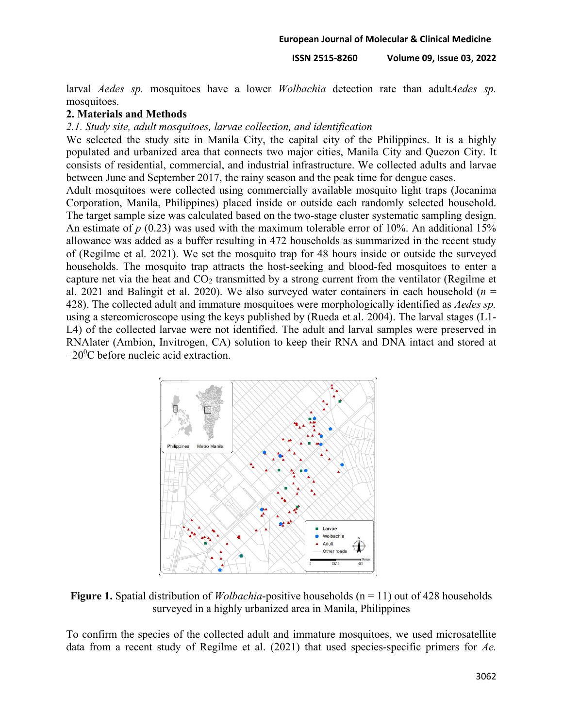larval *Aedes sp.* mosquitoes have a lower *Wolbachia* detection rate than adult*Aedes sp.* mosquitoes.

## 2. Materials and Methods

### *2.1. Study site, adult mosquitoes, larvae collection, and identification*

We selected the study site in Manila City, the capital city of the Philippines. It is a highly populated and urbanized area that connects two major cities, Manila City and Quezon City. It consists of residential, commercial, and industrial infrastructure. We collected adults and larvae between June and September 2017, the rainy season and the peak time for dengue cases.

Adult mosquitoes were collected using commercially available mosquito light traps (Jocanima Corporation, Manila, Philippines) placed inside or outside each randomly selected household. The target sample size was calculated based on the two-stage cluster systematic sampling design. An estimate of $p$ (0.23) was used with the maximum tolerable error of 10%. An additional 15% allowance was added as a buffer resulting in 472 households as summarized in the recent study of (Regilme et al. 2021). We set the mosquito trap for 48 hours inside or outside the surveyed households. The mosquito trap attracts the host-seeking and blood-fed mosquitoes to enter a capture net via the heat and $CO_2$ transmitted by a strong current from the ventilator (Regilme et al. 2021 and Balingit et al. 2020). We also surveyed water containers in each household ($n$ = 428). The collected adult and immature mosquitoes were morphologically identified as *Aedes sp.* using a stereomicroscope using the keys published by (Rueda et al. 2004). The larval stages (L1-L4) of the collected larvae were not identified. The adult and larval samples were preserved in RNAlater (Ambion, Invitrogen, CA) solution to keep their RNA and DNA intact and stored at $-20^0$C before nucleic acid extraction.

**Figure 1.** Spatial distribution of *Wolbachia*-positive households (n = 11) out of 428 households surveyed in a highly urbanized area in Manila, Philippines

To confirm the species of the collected adult and immature mosquitoes, we used microsatellite data from a recent study of Regilme et al. (2021) that used species-specific primers for *Ae.*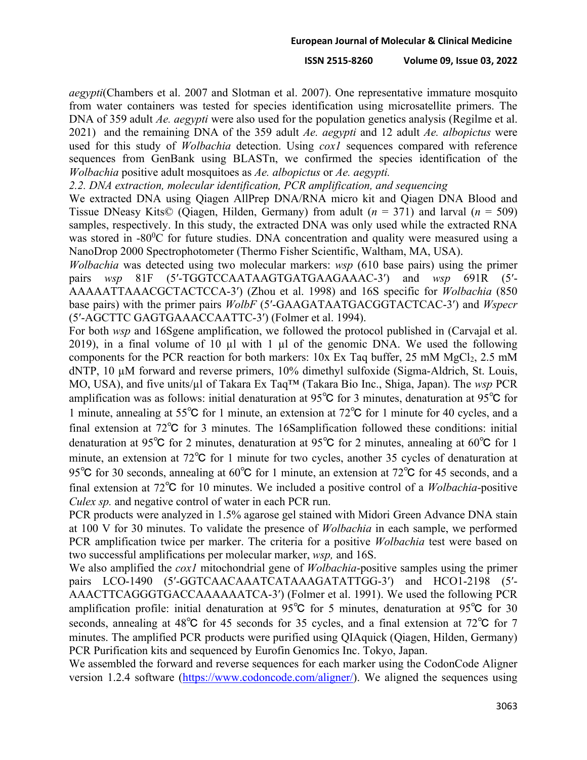*aegypti*(Chambers et al. 2007 and Slotman et al. 2007). One representative immature mosquito from water containers was tested for species identification using microsatellite primers. The DNA of 359 adult *Ae. aegypti* were also used for the population genetics analysis (Regilme et al. 2021) and the remaining DNA of the 359 adult *Ae. aegypti* and 12 adult *Ae. albopictus* were used for this study of *Wolbachia* detection. Using *cox1* sequences compared with reference sequences from GenBank using BLASTn, we confirmed the species identification of the *Wolbachia* positive adult mosquitoes as *Ae. albopictus* or *Ae. aegypti.*

### *2.2. DNA extraction, molecular identification, PCR amplification, and sequencing*

We extracted DNA using Qiagen AllPrep DNA/RNA micro kit and Qiagen DNA Blood and Tissue DNeasy Kits© (Qiagen, Hilden, Germany) from adult ($n$ = 371) and larval ($n$ = 509) samples, respectively. In this study, the extracted DNA was only used while the extracted RNA was stored in -80$^0$C for future studies. DNA concentration and quality were measured using a NanoDrop 2000 Spectrophotometer (Thermo Fisher Scientific, Waltham, MA, USA).

*Wolbachia* was detected using two molecular markers: *wsp* (610 base pairs) using the primer pairs *wsp* 81F (5′-TGGTCCAATAAGTGATGAAGAAAC-3′) and *wsp* 691R (5′-AAAAATTAAACGCTACTCCA-3′) (Zhou et al. 1998) and 16S specific for *Wolbachia* (850 base pairs) with the primer pairs *WolbF* (5′-GAAGATAATGACGGTACTCAC-3′) and *Wspecr* (5′-AGCTTC GAGTGAAACCAATTC-3′) (Folmer et al. 1994).

For both *wsp* and 16Sgene amplification, we followed the protocol published in (Carvajal et al. 2019), in a final volume of 10 µl with 1 µl of the genomic DNA. We used the following components for the PCR reaction for both markers: 10x Ex Taq buffer, 25 mM $MgCl_2$, 2.5 mM dNTP, 10 µM forward and reverse primers, 10% dimethyl sulfoxide (Sigma-Aldrich, St. Louis, MO, USA), and five units/µl of Takara Ex Taq™ (Takara Bio Inc., Shiga, Japan). The *wsp* PCR amplification was as follows: initial denaturation at 95℃ for 3 minutes, denaturation at 95℃ for 1 minute, annealing at 55℃ for 1 minute, an extension at 72℃ for 1 minute for 40 cycles, and a final extension at 72℃ for 3 minutes. The 16Samplification followed these conditions: initial denaturation at 95℃ for 2 minutes, denaturation at 95℃ for 2 minutes, annealing at 60℃ for 1 minute, an extension at 72℃ for 1 minute for two cycles, another 35 cycles of denaturation at 95℃ for 30 seconds, annealing at 60℃ for 1 minute, an extension at 72℃ for 45 seconds, and a final extension at 72℃ for 10 minutes. We included a positive control of a *Wolbachia*-positive *Culex sp.* and negative control of water in each PCR run.

PCR products were analyzed in 1.5% agarose gel stained with Midori Green Advance DNA stain at 100 V for 30 minutes. To validate the presence of *Wolbachia* in each sample, we performed PCR amplification twice per marker. The criteria for a positive *Wolbachia* test were based on two successful amplifications per molecular marker, *wsp,* and 16S.

We also amplified the *cox1* mitochondrial gene of *Wolbachia*-positive samples using the primer pairs LCO-1490 (5′-GGTCAACAAATCATAAAGATATTGG-3′) and HCO1-2198 (5′-AAACTTCAGGGTGACCAAAAAATCA-3′) (Folmer et al. 1991). We used the following PCR amplification profile: initial denaturation at 95℃ for 5 minutes, denaturation at 95℃ for 30 seconds, annealing at 48℃ for 45 seconds for 35 cycles, and a final extension at 72℃ for 7 minutes. The amplified PCR products were purified using QIAquick (Qiagen, Hilden, Germany) PCR Purification kits and sequenced by Eurofin Genomics Inc. Tokyo, Japan.

We assembled the forward and reverse sequences for each marker using the CodonCode Aligner version 1.2.4 software (https://www.codoncode.com/aligner/). We aligned the sequences using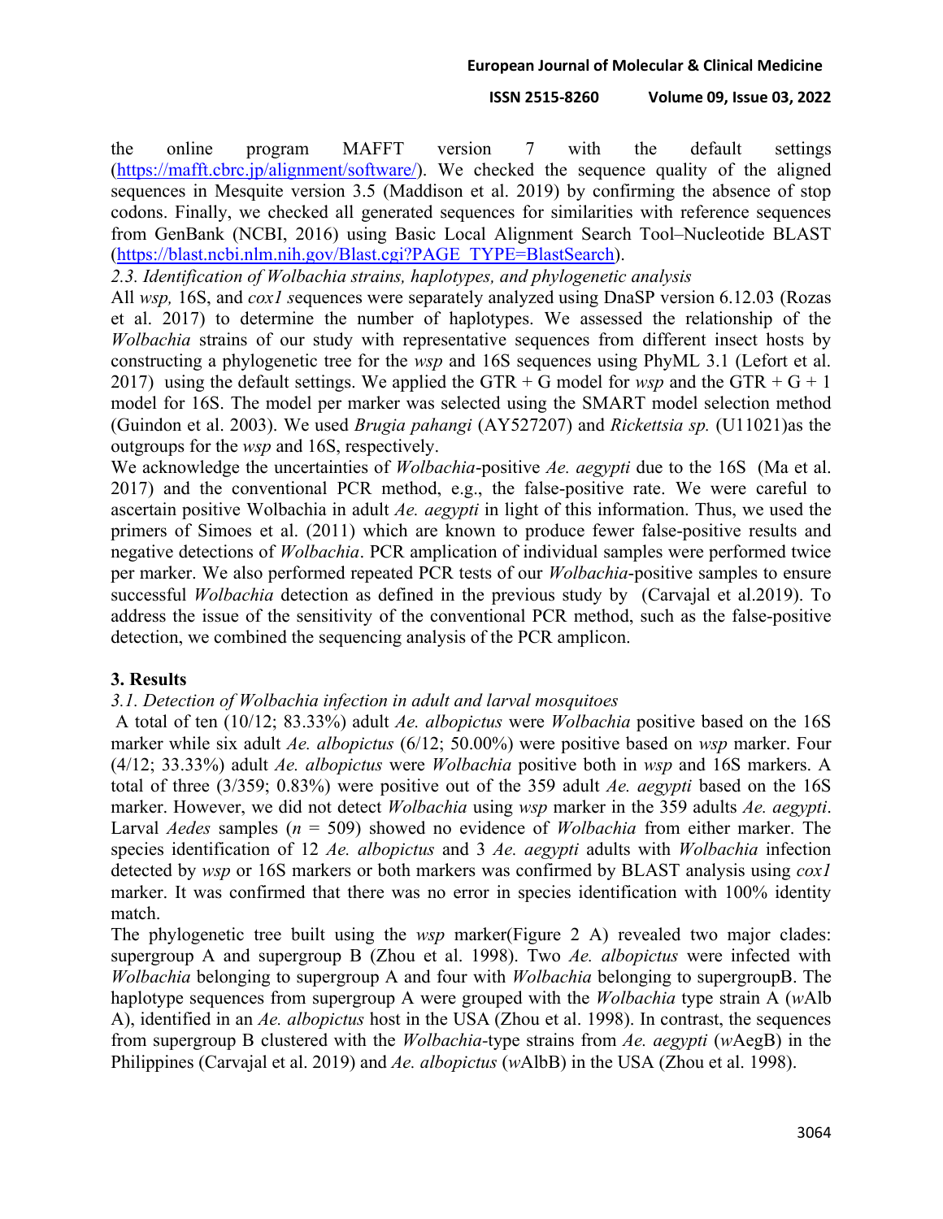the online program MAFFT version 7 with the default settings (https://mafft.cbrc.jp/alignment/software/). We checked the sequence quality of the aligned sequences in Mesquite version 3.5 (Maddison et al. 2019) by confirming the absence of stop codons. Finally, we checked all generated sequences for similarities with reference sequences from GenBank (NCBI, 2016) using Basic Local Alignment Search Tool–Nucleotide BLAST (https://blast.ncbi.nlm.nih.gov/Blast.cgi?PAGE_TYPE=BlastSearch).

*2.3. Identification of Wolbachia strains, haplotypes, and phylogenetic analysis*

All *wsp,* 16S, and *cox1 s*equences were separately analyzed using DnaSP version 6.12.03 (Rozas et al. 2017) to determine the number of haplotypes. We assessed the relationship of the *Wolbachia* strains of our study with representative sequences from different insect hosts by constructing a phylogenetic tree for the *wsp* and 16S sequences using PhyML 3.1 (Lefort et al. 2017) using the default settings. We applied the GTR + G model for *wsp* and the GTR + G + 1 model for 16S. The model per marker was selected using the SMART model selection method (Guindon et al. 2003). We used *Brugia pahangi* (AY527207) and *Rickettsia sp.* (U11021)as the outgroups for the *wsp* and 16S, respectively.

We acknowledge the uncertainties of *Wolbachia*-positive *Ae. aegypti* due to the 16S (Ma et al. 2017) and the conventional PCR method, e.g., the false-positive rate. We were careful to ascertain positive Wolbachia in adult *Ae. aegypti* in light of this information. Thus, we used the primers of Simoes et al. (2011) which are known to produce fewer false-positive results and negative detections of *Wolbachia*. PCR amplication of individual samples were performed twice per marker. We also performed repeated PCR tests of our *Wolbachia*-positive samples to ensure successful *Wolbachia* detection as defined in the previous study by (Carvajal et al.2019). To address the issue of the sensitivity of the conventional PCR method, such as the false-positive detection, we combined the sequencing analysis of the PCR amplicon.

## 3. Results

*3.1. Detection of Wolbachia infection in adult and larval mosquitoes*

A total of ten (10/12; 83.33%) adult *Ae. albopictus* were *Wolbachia* positive based on the 16S marker while six adult *Ae. albopictus* (6/12; 50.00%) were positive based on *wsp* marker. Four (4/12; 33.33%) adult *Ae. albopictus* were *Wolbachia* positive both in *wsp* and 16S markers. A total of three (3/359; 0.83%) were positive out of the 359 adult *Ae. aegypti* based on the 16S marker. However, we did not detect *Wolbachia* using *wsp* marker in the 359 adults *Ae. aegypti*. Larval *Aedes* samples ($n$ = 509) showed no evidence of *Wolbachia* from either marker. The species identification of 12 *Ae. albopictus* and 3 *Ae. aegypti* adults with *Wolbachia* infection detected by *wsp* or 16S markers or both markers was confirmed by BLAST analysis using *cox1* marker. It was confirmed that there was no error in species identification with 100% identity match.

The phylogenetic tree built using the *wsp* marker(Figure 2 A) revealed two major clades: supergroup A and supergroup B (Zhou et al. 1998). Two *Ae. albopictus* were infected with *Wolbachia* belonging to supergroup A and four with *Wolbachia* belonging to supergroupB. The haplotype sequences from supergroup A were grouped with the *Wolbachia* type strain A (*w*Alb A), identified in an *Ae. albopictus* host in the USA (Zhou et al. 1998). In contrast, the sequences from supergroup B clustered with the *Wolbachia*-type strains from *Ae. aegypti* (*w*AegB) in the Philippines (Carvajal et al. 2019) and *Ae. albopictus* (*w*AlbB) in the USA (Zhou et al. 1998).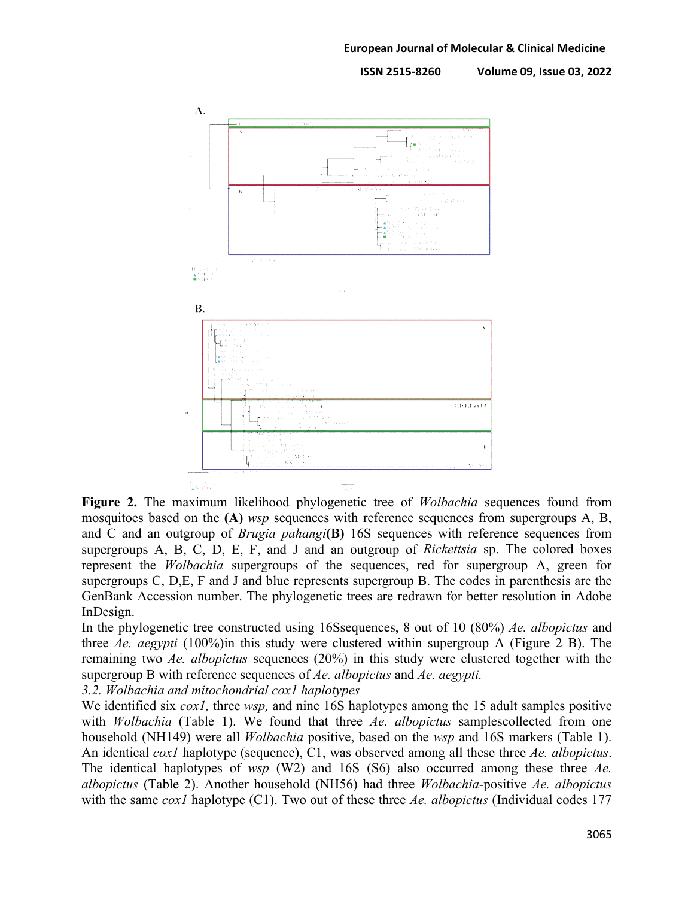**Figure 2.** The maximum likelihood phylogenetic tree of *Wolbachia* sequences found from mosquitoes based on the **(A)** *wsp* sequences with reference sequences from supergroups A, B, and C and an outgroup of *Brugia pahangi* **(B)** 16S sequences with reference sequences from supergroups A, B, C, D, E, F, and J and an outgroup of *Rickettsia* sp. The colored boxes represent the *Wolbachia* supergroups of the sequences, red for supergroup A, green for supergroups C, D,E, F and J and blue represents supergroup B. The codes in parenthesis are the GenBank Accession number. The phylogenetic trees are redrawn for better resolution in Adobe InDesign.

In the phylogenetic tree constructed using 16Ssequences, 8 out of 10 (80%) *Ae. albopictus* and three *Ae. aegypti* (100%)in this study were clustered within supergroup A (Figure 2 B). The remaining two *Ae. albopictus* sequences (20%) in this study were clustered together with the supergroup B with reference sequences of *Ae. albopictus* and *Ae. aegypti.*

### *3.2. Wolbachia and mitochondrial cox1 haplotypes*

We identified six *cox1,* three *wsp,* and nine 16S haplotypes among the 15 adult samples positive with *Wolbachia* (Table 1). We found that three *Ae. albopictus* samplescollected from one household (NH149) were all *Wolbachia* positive, based on the *wsp* and 16S markers (Table 1). An identical *cox1* haplotype (sequence), C1, was observed among all these three *Ae. albopictus*. The identical haplotypes of *wsp* (W2) and 16S (S6) also occurred among these three *Ae. albopictus* (Table 2). Another household (NH56) had three *Wolbachia*-positive *Ae. albopictus* with the same *cox1* haplotype (C1). Two out of these three *Ae. albopictus* (Individual codes 177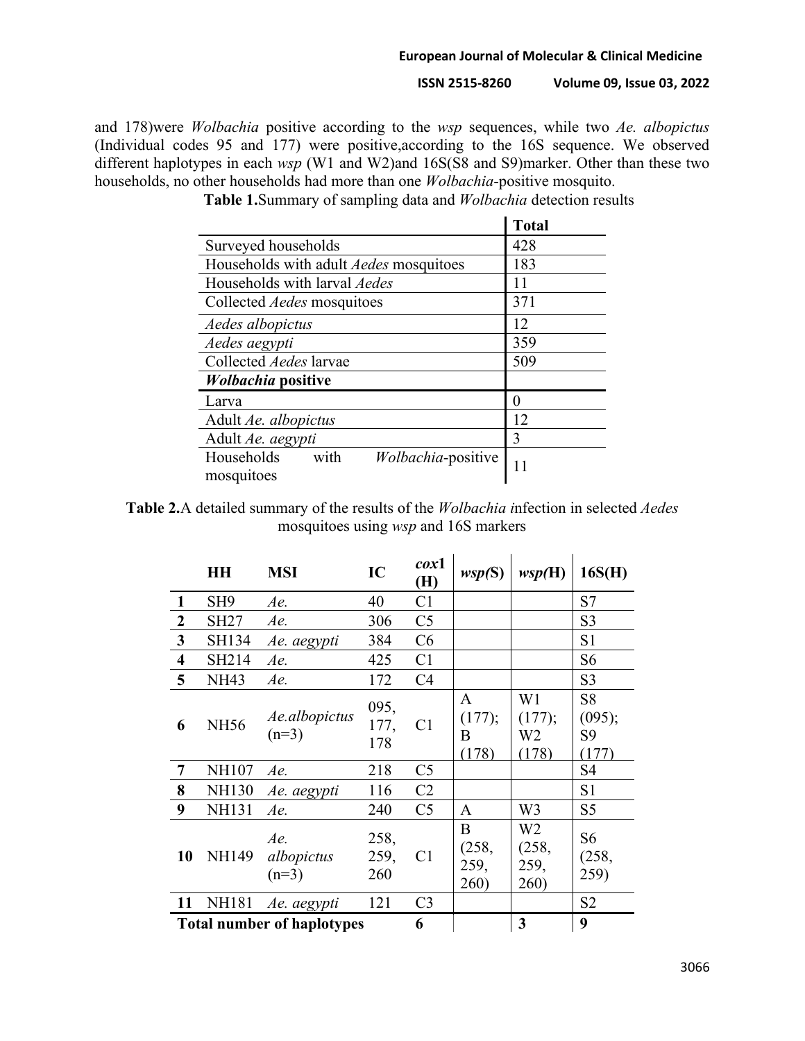and 178)were *Wolbachia* positive according to the *wsp* sequences, while two *Ae. albopictus* (Individual codes 95 and 177) were positive,according to the 16S sequence. We observed different haplotypes in each *wsp* (W1 and W2)and 16S(S8 and S9)marker. Other than these two households, no other households had more than one *Wolbachia*-positive mosquito.

**Table 1.**Summary of sampling data and *Wolbachia* detection results

| | **Total** |
|---|---|
| Surveyed households | 428 |
| Households with adult *Aedes* mosquitoes | 183 |
| Households with larval *Aedes* | 11 |
| Collected *Aedes* mosquitoes | 371 |
| *Aedes albopictus* | 12 |
| *Aedes aegypti* | 359 |
| Collected *Aedes* larvae | 509 |
| ***Wolbachia* positive** | |
| Larva | 0 |
| Adult *Ae. albopictus* | 12 |
| Adult *Ae. aegypti* | 3 |
| Households with *Wolbachia*-positive mosquitoes | 11 |

**Table 2.**A detailed summary of the results of the *Wolbachia i*nfection in selected *Aedes* mosquitoes using *wsp* and 16S markers

| | **HH** | **MSI** | **IC** | ***cox*1 (H)** | ***wsp(*S)** | ***wsp*(H)** | **16S(H)** |
|---|---|---|---|---|---|---|---|
| **1** | SH9 | *Ae.* | 40 | C1 | | | S7 |
| **2** | SH27 | *Ae.* | 306 | C5 | | | S3 |
| **3** | SH134 | *Ae. aegypti* | 384 | C6 | | | S1 |
| **4** | SH214 | *Ae.* | 425 | C1 | | | S6 |
| **5** | NH43 | *Ae.* | 172 | C4 | | | S3 |
| **6** | NH56 | *Ae.albopictus* (n=3) | 095, 177, 178 | C1 | A (177); B (178) | W1 (177); W2 (178) | S8 (095); S9 (177) |
| **7** | NH107 | *Ae.* | 218 | C5 | | | S4 |
| **8** | NH130 | *Ae. aegypti* | 116 | C2 | | | S1 |
| **9** | NH131 | *Ae.* | 240 | C5 | A | W3 | S5 |
| **10** | NH149 | *Ae. albopictus* (n=3) | 258, 259, 260 | C1 | B (258, 259, 260) | W2 (258, 259, 260) | S6 (258, 259) |
| **11** | NH181 | *Ae. aegypti* | 121 | C3 | | | S2 |
| **Total number of haplotypes** | | | | **6** | | **3** | **9** |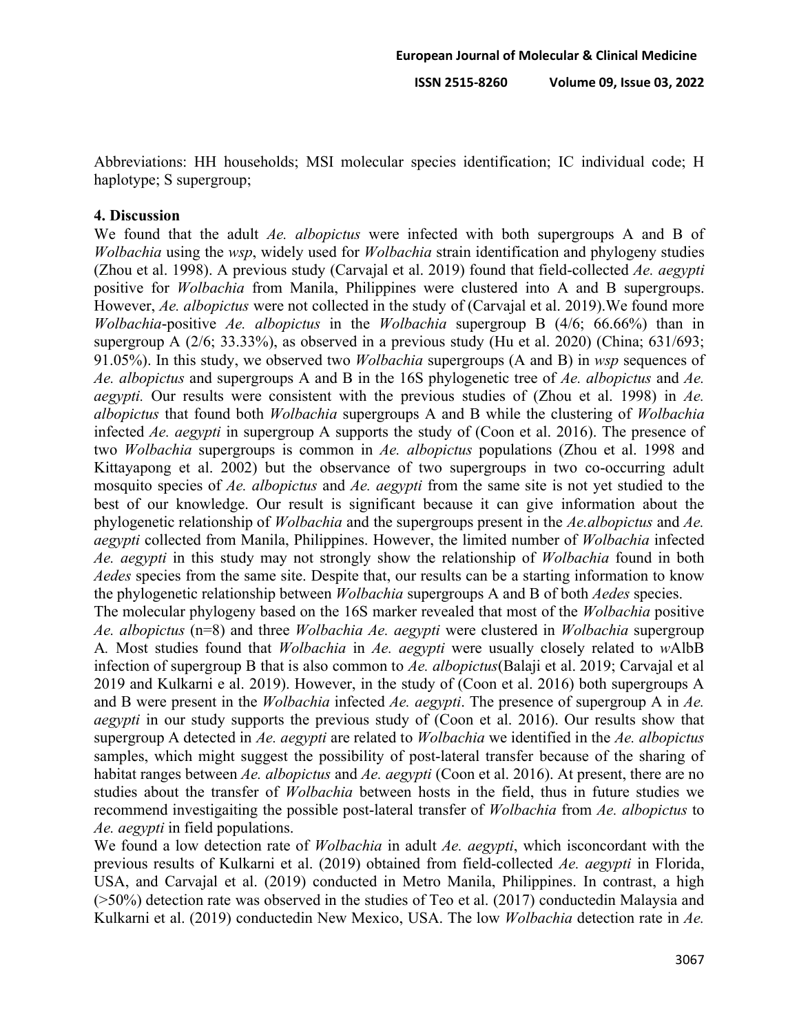Abbreviations: HH households; MSI molecular species identification; IC individual code; H haplotype; S supergroup;

## 4. Discussion

We found that the adult *Ae. albopictus* were infected with both supergroups A and B of *Wolbachia* using the *wsp*, widely used for *Wolbachia* strain identification and phylogeny studies (Zhou et al. 1998). A previous study (Carvajal et al. 2019) found that field-collected *Ae. aegypti* positive for *Wolbachia* from Manila, Philippines were clustered into A and B supergroups. However, *Ae. albopictus* were not collected in the study of (Carvajal et al. 2019).We found more *Wolbachia*-positive *Ae. albopictus* in the *Wolbachia* supergroup B (4/6; 66.66%) than in supergroup A (2/6; 33.33%), as observed in a previous study (Hu et al. 2020) (China; 631/693; 91.05%). In this study, we observed two *Wolbachia* supergroups (A and B) in *wsp* sequences of *Ae. albopictus* and supergroups A and B in the 16S phylogenetic tree of *Ae. albopictus* and *Ae. aegypti.* Our results were consistent with the previous studies of (Zhou et al. 1998) in *Ae. albopictus* that found both *Wolbachia* supergroups A and B while the clustering of *Wolbachia* infected *Ae. aegypti* in supergroup A supports the study of (Coon et al. 2016). The presence of two *Wolbachia* supergroups is common in *Ae. albopictus* populations (Zhou et al. 1998 and Kittayapong et al. 2002) but the observance of two supergroups in two co-occurring adult mosquito species of *Ae. albopictus* and *Ae. aegypti* from the same site is not yet studied to the best of our knowledge. Our result is significant because it can give information about the phylogenetic relationship of *Wolbachia* and the supergroups present in the *Ae.albopictus* and *Ae. aegypti* collected from Manila, Philippines. However, the limited number of *Wolbachia* infected *Ae. aegypti* in this study may not strongly show the relationship of *Wolbachia* found in both *Aedes* species from the same site. Despite that, our results can be a starting information to know the phylogenetic relationship between *Wolbachia* supergroups A and B of both *Aedes* species.

The molecular phylogeny based on the 16S marker revealed that most of the *Wolbachia* positive *Ae. albopictus* (n=8) and three *Wolbachia Ae. aegypti* were clustered in *Wolbachia* supergroup A. Most studies found that *Wolbachia* in *Ae. aegypti* were usually closely related to *w*AlbB infection of supergroup B that is also common to *Ae. albopictus*(Balaji et al. 2019; Carvajal et al 2019 and Kulkarni e al. 2019). However, in the study of (Coon et al. 2016) both supergroups A and B were present in the *Wolbachia* infected *Ae. aegypti*. The presence of supergroup A in *Ae. aegypti* in our study supports the previous study of (Coon et al. 2016). Our results show that supergroup A detected in *Ae. aegypti* are related to *Wolbachia* we identified in the *Ae. albopictus* samples, which might suggest the possibility of post-lateral transfer because of the sharing of habitat ranges between *Ae. albopictus* and *Ae. aegypti* (Coon et al. 2016). At present, there are no studies about the transfer of *Wolbachia* between hosts in the field, thus in future studies we recommend investigaiting the possible post-lateral transfer of *Wolbachia* from *Ae. albopictus* to *Ae. aegypti* in field populations.

We found a low detection rate of *Wolbachia* in adult *Ae. aegypti*, which isconcordant with the previous results of Kulkarni et al. (2019) obtained from field-collected *Ae. aegypti* in Florida, USA, and Carvajal et al. (2019) conducted in Metro Manila, Philippines. In contrast, a high (>50%) detection rate was observed in the studies of Teo et al. (2017) conductedin Malaysia and Kulkarni et al. (2019) conductedin New Mexico, USA. The low *Wolbachia* detection rate in *Ae.*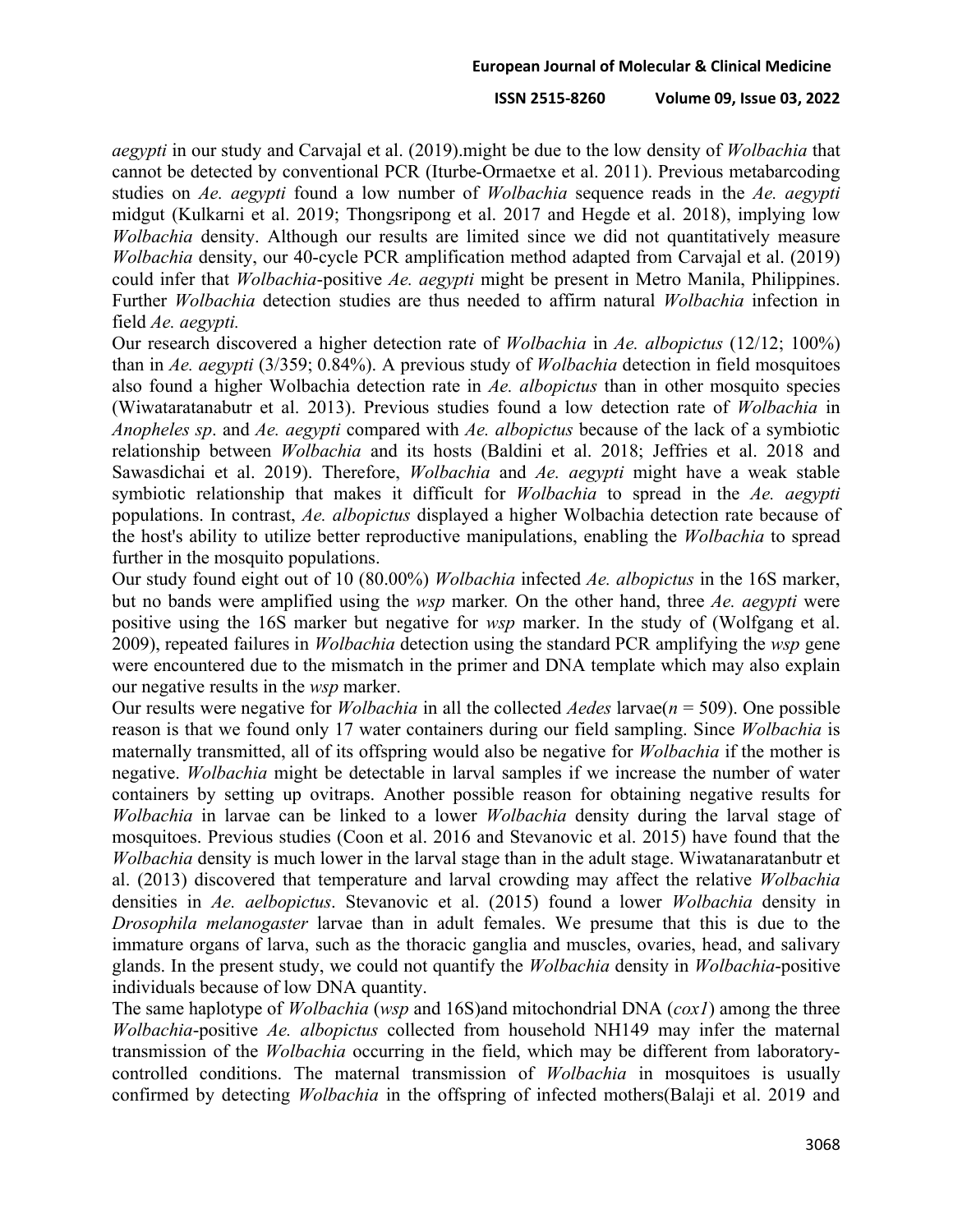*aegypti* in our study and Carvajal et al. (2019).might be due to the low density of *Wolbachia* that cannot be detected by conventional PCR (Iturbe-Ormaetxe et al. 2011). Previous metabarcoding studies on *Ae. aegypti* found a low number of *Wolbachia* sequence reads in the *Ae. aegypti* midgut (Kulkarni et al. 2019; Thongsripong et al. 2017 and Hegde et al. 2018), implying low *Wolbachia* density. Although our results are limited since we did not quantitatively measure *Wolbachia* density, our 40-cycle PCR amplification method adapted from Carvajal et al. (2019) could infer that *Wolbachia*-positive *Ae. aegypti* might be present in Metro Manila, Philippines. Further *Wolbachia* detection studies are thus needed to affirm natural *Wolbachia* infection in field *Ae. aegypti.*

Our research discovered a higher detection rate of *Wolbachia* in *Ae. albopictus* (12/12; 100%) than in *Ae. aegypti* (3/359; 0.84%). A previous study of *Wolbachia* detection in field mosquitoes also found a higher Wolbachia detection rate in *Ae. albopictus* than in other mosquito species (Wiwataratanabutr et al. 2013). Previous studies found a low detection rate of *Wolbachia* in *Anopheles sp*. and *Ae. aegypti* compared with *Ae. albopictus* because of the lack of a symbiotic relationship between *Wolbachia* and its hosts (Baldini et al. 2018; Jeffries et al. 2018 and Sawasdichai et al. 2019). Therefore, *Wolbachia* and *Ae. aegypti* might have a weak stable symbiotic relationship that makes it difficult for *Wolbachia* to spread in the *Ae. aegypti* populations. In contrast, *Ae. albopictus* displayed a higher Wolbachia detection rate because of the host's ability to utilize better reproductive manipulations, enabling the *Wolbachia* to spread further in the mosquito populations.

Our study found eight out of 10 (80.00%) *Wolbachia* infected *Ae. albopictus* in the 16S marker, but no bands were amplified using the *wsp* marker. On the other hand, three *Ae. aegypti* were positive using the 16S marker but negative for *wsp* marker. In the study of (Wolfgang et al. 2009), repeated failures in *Wolbachia* detection using the standard PCR amplifying the *wsp* gene were encountered due to the mismatch in the primer and DNA template which may also explain our negative results in the *wsp* marker.

Our results were negative for *Wolbachia* in all the collected *Aedes* larvae($n$ = 509). One possible reason is that we found only 17 water containers during our field sampling. Since *Wolbachia* is maternally transmitted, all of its offspring would also be negative for *Wolbachia* if the mother is negative. *Wolbachia* might be detectable in larval samples if we increase the number of water containers by setting up ovitraps. Another possible reason for obtaining negative results for *Wolbachia* in larvae can be linked to a lower *Wolbachia* density during the larval stage of mosquitoes. Previous studies (Coon et al. 2016 and Stevanovic et al. 2015) have found that the *Wolbachia* density is much lower in the larval stage than in the adult stage. Wiwatanaratanbutr et al. (2013) discovered that temperature and larval crowding may affect the relative *Wolbachia* densities in *Ae. aelbopictus*. Stevanovic et al. (2015) found a lower *Wolbachia* density in *Drosophila melanogaster* larvae than in adult females. We presume that this is due to the immature organs of larva, such as the thoracic ganglia and muscles, ovaries, head, and salivary glands. In the present study, we could not quantify the *Wolbachia* density in *Wolbachia*-positive individuals because of low DNA quantity.

The same haplotype of *Wolbachia* (*wsp* and 16S)and mitochondrial DNA (*cox1*) among the three *Wolbachia*-positive *Ae. albopictus* collected from household NH149 may infer the maternal transmission of the *Wolbachia* occurring in the field, which may be different from laboratory-controlled conditions. The maternal transmission of *Wolbachia* in mosquitoes is usually confirmed by detecting *Wolbachia* in the offspring of infected mothers(Balaji et al. 2019 and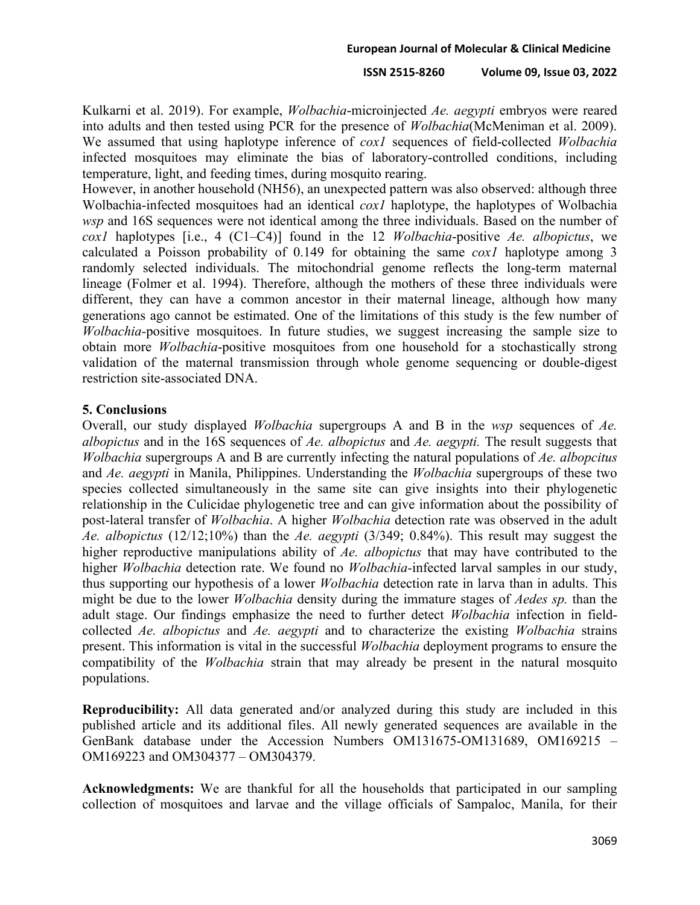Kulkarni et al. 2019). For example, *Wolbachia*-microinjected *Ae. aegypti* embryos were reared into adults and then tested using PCR for the presence of *Wolbachia*(McMeniman et al. 2009). We assumed that using haplotype inference of *cox1* sequences of field-collected *Wolbachia* infected mosquitoes may eliminate the bias of laboratory-controlled conditions, including temperature, light, and feeding times, during mosquito rearing.

However, in another household (NH56), an unexpected pattern was also observed: although three Wolbachia-infected mosquitoes had an identical *cox1* haplotype, the haplotypes of Wolbachia *wsp* and 16S sequences were not identical among the three individuals. Based on the number of *cox1* haplotypes [i.e., 4 (C1–C4)] found in the 12 *Wolbachia*-positive *Ae. albopictus*, we calculated a Poisson probability of 0.149 for obtaining the same *cox1* haplotype among 3 randomly selected individuals. The mitochondrial genome reflects the long-term maternal lineage (Folmer et al. 1994). Therefore, although the mothers of these three individuals were different, they can have a common ancestor in their maternal lineage, although how many generations ago cannot be estimated. One of the limitations of this study is the few number of *Wolbachia*-positive mosquitoes. In future studies, we suggest increasing the sample size to obtain more *Wolbachia*-positive mosquitoes from one household for a stochastically strong validation of the maternal transmission through whole genome sequencing or double-digest restriction site-associated DNA.

## 5. Conclusions

Overall, our study displayed *Wolbachia* supergroups A and B in the *wsp* sequences of *Ae. albopictus* and in the 16S sequences of *Ae. albopictus* and *Ae. aegypti.* The result suggests that *Wolbachia* supergroups A and B are currently infecting the natural populations of *Ae. albopcitus* and *Ae. aegypti* in Manila, Philippines. Understanding the *Wolbachia* supergroups of these two species collected simultaneously in the same site can give insights into their phylogenetic relationship in the Culicidae phylogenetic tree and can give information about the possibility of post-lateral transfer of *Wolbachia*. A higher *Wolbachia* detection rate was observed in the adult *Ae. albopictus* (12/12;10%) than the *Ae. aegypti* (3/349; 0.84%). This result may suggest the higher reproductive manipulations ability of *Ae. albopictus* that may have contributed to the higher *Wolbachia* detection rate. We found no *Wolbachia*-infected larval samples in our study, thus supporting our hypothesis of a lower *Wolbachia* detection rate in larva than in adults. This might be due to the lower *Wolbachia* density during the immature stages of *Aedes sp.* than the adult stage. Our findings emphasize the need to further detect *Wolbachia* infection in field-collected *Ae. albopictus* and *Ae. aegypti* and to characterize the existing *Wolbachia* strains present. This information is vital in the successful *Wolbachia* deployment programs to ensure the compatibility of the *Wolbachia* strain that may already be present in the natural mosquito populations.

**Reproducibility:** All data generated and/or analyzed during this study are included in this published article and its additional files. All newly generated sequences are available in the GenBank database under the Accession Numbers OM131675-OM131689, OM169215 – OM169223 and OM304377 – OM304379.

**Acknowledgments:** We are thankful for all the households that participated in our sampling collection of mosquitoes and larvae and the village officials of Sampaloc, Manila, for their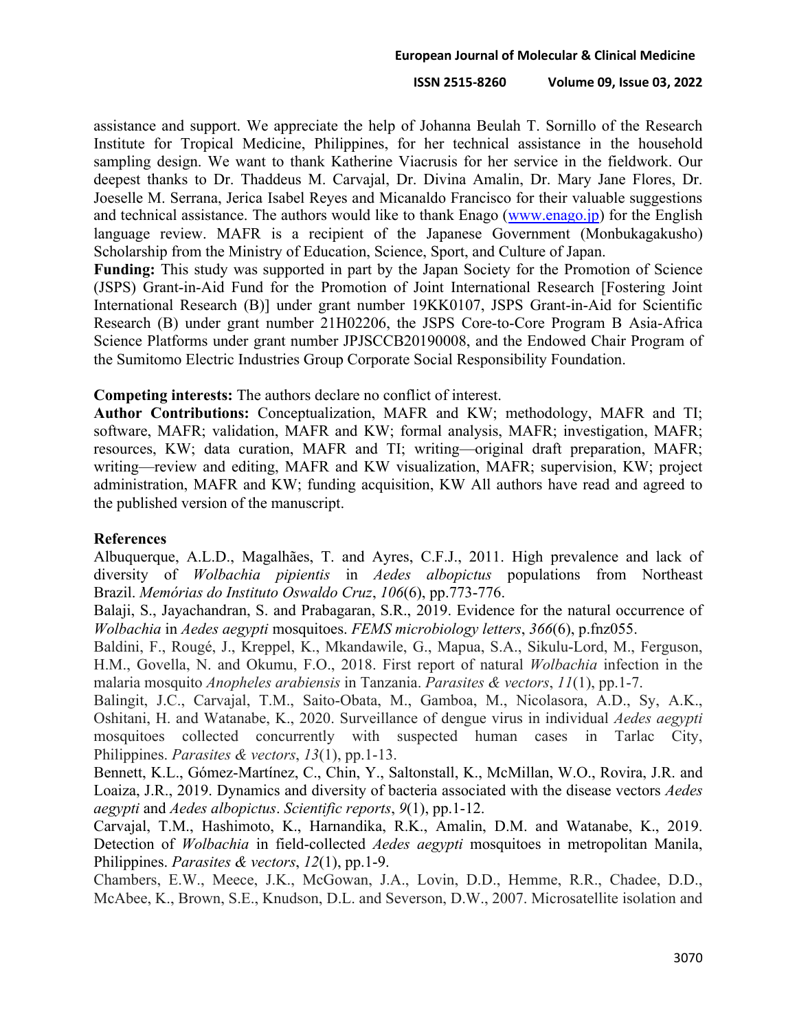assistance and support. We appreciate the help of Johanna Beulah T. Sornillo of the Research Institute for Tropical Medicine, Philippines, for her technical assistance in the household sampling design. We want to thank Katherine Viacrusis for her service in the fieldwork. Our deepest thanks to Dr. Thaddeus M. Carvajal, Dr. Divina Amalin, Dr. Mary Jane Flores, Dr. Joeselle M. Serrana, Jerica Isabel Reyes and Micanaldo Francisco for their valuable suggestions and technical assistance. The authors would like to thank Enago (www.enago.jp) for the English language review. MAFR is a recipient of the Japanese Government (Monbukagakusho) Scholarship from the Ministry of Education, Science, Sport, and Culture of Japan.

**Funding:** This study was supported in part by the Japan Society for the Promotion of Science (JSPS) Grant-in-Aid Fund for the Promotion of Joint International Research [Fostering Joint International Research (B)] under grant number 19KK0107, JSPS Grant-in-Aid for Scientific Research (B) under grant number 21H02206, the JSPS Core-to-Core Program B Asia-Africa Science Platforms under grant number JPJSCCB20190008, and the Endowed Chair Program of the Sumitomo Electric Industries Group Corporate Social Responsibility Foundation.

**Competing interests:** The authors declare no conflict of interest.

**Author Contributions:** Conceptualization, MAFR and KW; methodology, MAFR and TI; software, MAFR; validation, MAFR and KW; formal analysis, MAFR; investigation, MAFR; resources, KW; data curation, MAFR and TI; writing—original draft preparation, MAFR; writing—review and editing, MAFR and KW visualization, MAFR; supervision, KW; project administration, MAFR and KW; funding acquisition, KW All authors have read and agreed to the published version of the manuscript.

## References

Albuquerque, A.L.D., Magalhães, T. and Ayres, C.F.J., 2011. High prevalence and lack of diversity of *Wolbachia pipientis* in *Aedes albopictus* populations from Northeast Brazil. *Memórias do Instituto Oswaldo Cruz*, *106*(6), pp.773-776.

Balaji, S., Jayachandran, S. and Prabagaran, S.R., 2019. Evidence for the natural occurrence of *Wolbachia* in *Aedes aegypti* mosquitoes. *FEMS microbiology letters*, *366*(6), p.fnz055.

Baldini, F., Rougé, J., Kreppel, K., Mkandawile, G., Mapua, S.A., Sikulu-Lord, M., Ferguson, H.M., Govella, N. and Okumu, F.O., 2018. First report of natural *Wolbachia* infection in the malaria mosquito *Anopheles arabiensis* in Tanzania. *Parasites & vectors*, *11*(1), pp.1-7.

Balingit, J.C., Carvajal, T.M., Saito-Obata, M., Gamboa, M., Nicolasora, A.D., Sy, A.K., Oshitani, H. and Watanabe, K., 2020. Surveillance of dengue virus in individual *Aedes aegypti* mosquitoes collected concurrently with suspected human cases in Tarlac City, Philippines. *Parasites & vectors*, *13*(1), pp.1-13.

Bennett, K.L., Gómez-Martínez, C., Chin, Y., Saltonstall, K., McMillan, W.O., Rovira, J.R. and Loaiza, J.R., 2019. Dynamics and diversity of bacteria associated with the disease vectors *Aedes aegypti* and *Aedes albopictus*. *Scientific reports*, *9*(1), pp.1-12.

Carvajal, T.M., Hashimoto, K., Harnandika, R.K., Amalin, D.M. and Watanabe, K., 2019. Detection of *Wolbachia* in field-collected *Aedes aegypti* mosquitoes in metropolitan Manila, Philippines. *Parasites & vectors*, *12*(1), pp.1-9.

Chambers, E.W., Meece, J.K., McGowan, J.A., Lovin, D.D., Hemme, R.R., Chadee, D.D., McAbee, K., Brown, S.E., Knudson, D.L. and Severson, D.W., 2007. Microsatellite isolation and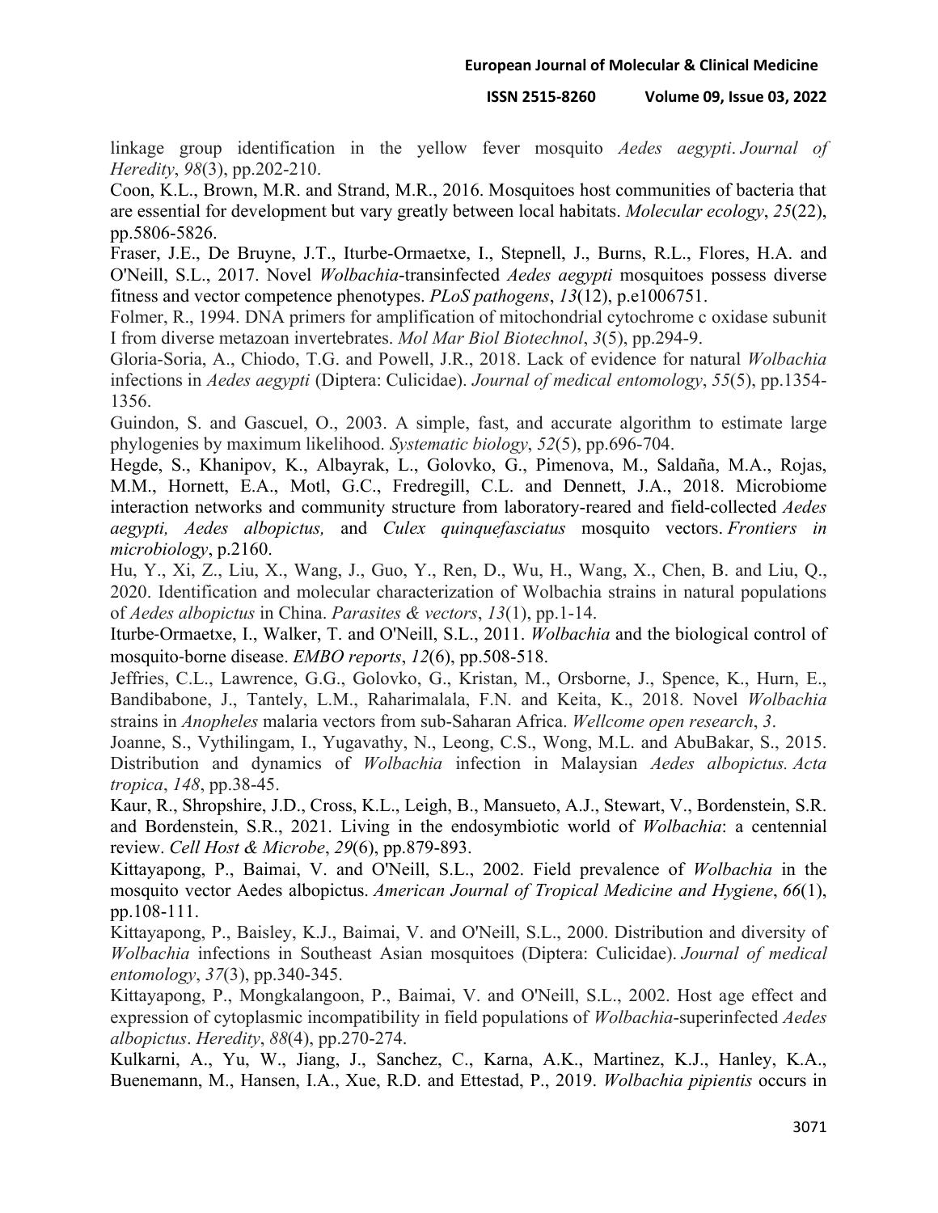linkage group identification in the yellow fever mosquito *Aedes aegypti*. *Journal of Heredity*, *98*(3), pp.202-210.

Coon, K.L., Brown, M.R. and Strand, M.R., 2016. Mosquitoes host communities of bacteria that are essential for development but vary greatly between local habitats. *Molecular ecology*, *25*(22), pp.5806-5826.

Fraser, J.E., De Bruyne, J.T., Iturbe-Ormaetxe, I., Stepnell, J., Burns, R.L., Flores, H.A. and O'Neill, S.L., 2017. Novel *Wolbachia*-transinfected *Aedes aegypti* mosquitoes possess diverse fitness and vector competence phenotypes. *PLoS pathogens*, *13*(12), p.e1006751.

Folmer, R., 1994. DNA primers for amplification of mitochondrial cytochrome c oxidase subunit I from diverse metazoan invertebrates. *Mol Mar Biol Biotechnol*, *3*(5), pp.294-9.

Gloria-Soria, A., Chiodo, T.G. and Powell, J.R., 2018. Lack of evidence for natural *Wolbachia* infections in *Aedes aegypti* (Diptera: Culicidae). *Journal of medical entomology*, *55*(5), pp.1354-1356.

Guindon, S. and Gascuel, O., 2003. A simple, fast, and accurate algorithm to estimate large phylogenies by maximum likelihood. *Systematic biology*, *52*(5), pp.696-704.

Hegde, S., Khanipov, K., Albayrak, L., Golovko, G., Pimenova, M., Saldaña, M.A., Rojas, M.M., Hornett, E.A., Motl, G.C., Fredregill, C.L. and Dennett, J.A., 2018. Microbiome interaction networks and community structure from laboratory-reared and field-collected *Aedes aegypti, Aedes albopictus,* and *Culex quinquefasciatus* mosquito vectors. *Frontiers in microbiology*, p.2160.

Hu, Y., Xi, Z., Liu, X., Wang, J., Guo, Y., Ren, D., Wu, H., Wang, X., Chen, B. and Liu, Q., 2020. Identification and molecular characterization of Wolbachia strains in natural populations of *Aedes albopictus* in China. *Parasites & vectors*, *13*(1), pp.1-14.

Iturbe-Ormaetxe, I., Walker, T. and O'Neill, S.L., 2011. *Wolbachia* and the biological control of mosquito-borne disease. *EMBO reports*, *12*(6), pp.508-518.

Jeffries, C.L., Lawrence, G.G., Golovko, G., Kristan, M., Orsborne, J., Spence, K., Hurn, E., Bandibabone, J., Tantely, L.M., Raharimalala, F.N. and Keita, K., 2018. Novel *Wolbachia* strains in *Anopheles* malaria vectors from sub-Saharan Africa. *Wellcome open research*, *3*.

Joanne, S., Vythilingam, I., Yugavathy, N., Leong, C.S., Wong, M.L. and AbuBakar, S., 2015. Distribution and dynamics of *Wolbachia* infection in Malaysian *Aedes albopictus. Acta tropica*, *148*, pp.38-45.

Kaur, R., Shropshire, J.D., Cross, K.L., Leigh, B., Mansueto, A.J., Stewart, V., Bordenstein, S.R. and Bordenstein, S.R., 2021. Living in the endosymbiotic world of *Wolbachia*: a centennial review. *Cell Host & Microbe*, *29*(6), pp.879-893.

Kittayapong, P., Baimai, V. and O'Neill, S.L., 2002. Field prevalence of *Wolbachia* in the mosquito vector Aedes albopictus. *American Journal of Tropical Medicine and Hygiene*, *66*(1), pp.108-111.

Kittayapong, P., Baisley, K.J., Baimai, V. and O'Neill, S.L., 2000. Distribution and diversity of *Wolbachia* infections in Southeast Asian mosquitoes (Diptera: Culicidae). *Journal of medical entomology*, *37*(3), pp.340-345.

Kittayapong, P., Mongkalangoon, P., Baimai, V. and O'Neill, S.L., 2002. Host age effect and expression of cytoplasmic incompatibility in field populations of *Wolbachia*-superinfected *Aedes albopictus*. *Heredity*, *88*(4), pp.270-274.

Kulkarni, A., Yu, W., Jiang, J., Sanchez, C., Karna, A.K., Martinez, K.J., Hanley, K.A., Buenemann, M., Hansen, I.A., Xue, R.D. and Ettestad, P., 2019. *Wolbachia pipientis* occurs in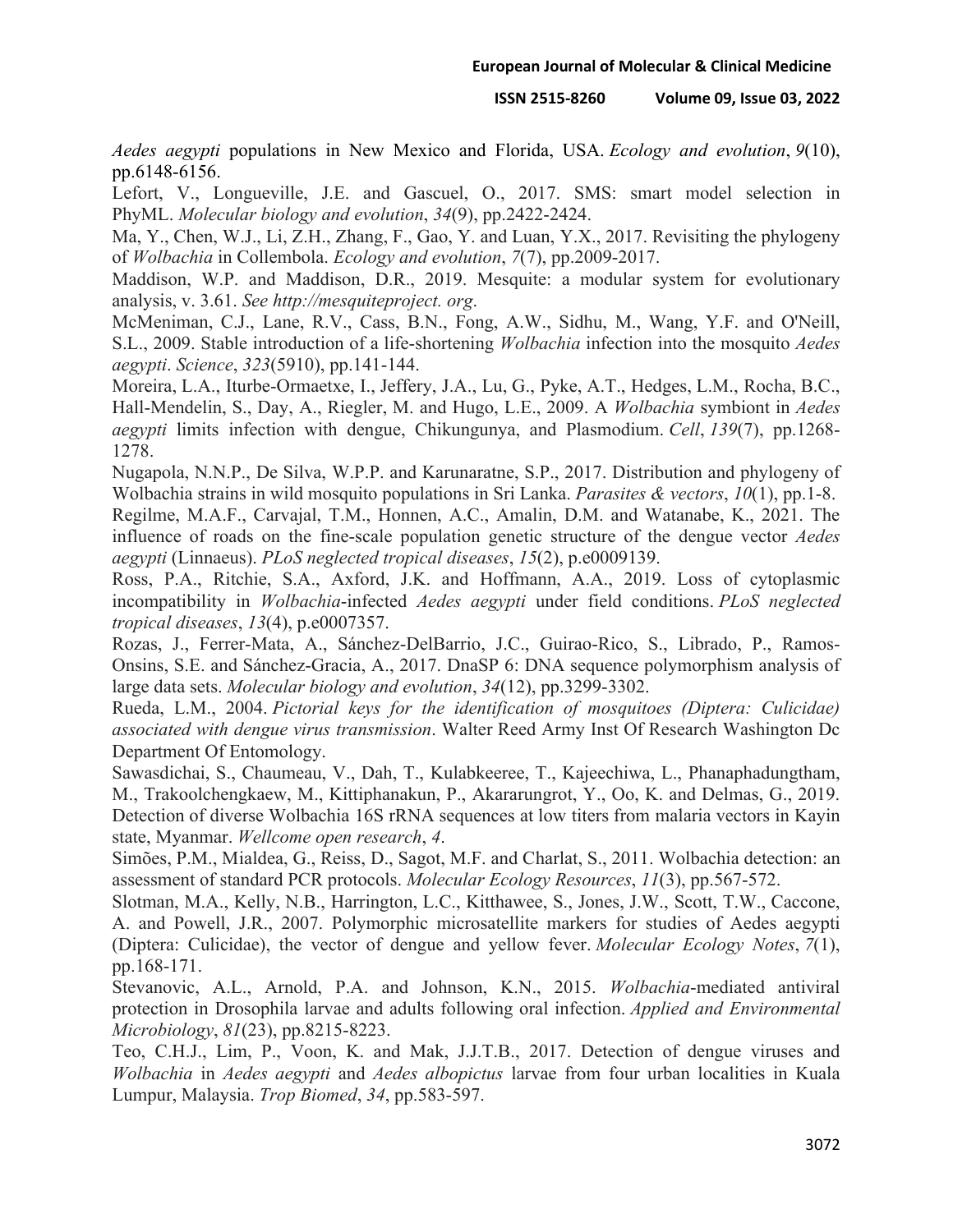*Aedes aegypti* populations in New Mexico and Florida, USA. *Ecology and evolution*, *9*(10), pp.6148-6156.

Lefort, V., Longueville, J.E. and Gascuel, O., 2017. SMS: smart model selection in PhyML. *Molecular biology and evolution*, *34*(9), pp.2422-2424.

Ma, Y., Chen, W.J., Li, Z.H., Zhang, F., Gao, Y. and Luan, Y.X., 2017. Revisiting the phylogeny of *Wolbachia* in Collembola. *Ecology and evolution*, *7*(7), pp.2009-2017.

Maddison, W.P. and Maddison, D.R., 2019. Mesquite: a modular system for evolutionary analysis, v. 3.61. *See http://mesquiteproject. org*.

McMeniman, C.J., Lane, R.V., Cass, B.N., Fong, A.W., Sidhu, M., Wang, Y.F. and O'Neill, S.L., 2009. Stable introduction of a life-shortening *Wolbachia* infection into the mosquito *Aedes aegypti*. *Science*, *323*(5910), pp.141-144.

Moreira, L.A., Iturbe-Ormaetxe, I., Jeffery, J.A., Lu, G., Pyke, A.T., Hedges, L.M., Rocha, B.C., Hall-Mendelin, S., Day, A., Riegler, M. and Hugo, L.E., 2009. A *Wolbachia* symbiont in *Aedes aegypti* limits infection with dengue, Chikungunya, and Plasmodium. *Cell*, *139*(7), pp.1268-1278.

Nugapola, N.N.P., De Silva, W.P.P. and Karunaratne, S.P., 2017. Distribution and phylogeny of Wolbachia strains in wild mosquito populations in Sri Lanka. *Parasites & vectors*, *10*(1), pp.1-8.

Regilme, M.A.F., Carvajal, T.M., Honnen, A.C., Amalin, D.M. and Watanabe, K., 2021. The influence of roads on the fine-scale population genetic structure of the dengue vector *Aedes aegypti* (Linnaeus). *PLoS neglected tropical diseases*, *15*(2), p.e0009139.

Ross, P.A., Ritchie, S.A., Axford, J.K. and Hoffmann, A.A., 2019. Loss of cytoplasmic incompatibility in *Wolbachia*-infected *Aedes aegypti* under field conditions. *PLoS neglected tropical diseases*, *13*(4), p.e0007357.

Rozas, J., Ferrer-Mata, A., Sánchez-DelBarrio, J.C., Guirao-Rico, S., Librado, P., Ramos-Onsins, S.E. and Sánchez-Gracia, A., 2017. DnaSP 6: DNA sequence polymorphism analysis of large data sets. *Molecular biology and evolution*, *34*(12), pp.3299-3302.

Rueda, L.M., 2004. *Pictorial keys for the identification of mosquitoes (Diptera: Culicidae) associated with dengue virus transmission*. Walter Reed Army Inst Of Research Washington Dc Department Of Entomology.

Sawasdichai, S., Chaumeau, V., Dah, T., Kulabkeeree, T., Kajeechiwa, L., Phanaphadungtham, M., Trakoolchengkaew, M., Kittiphanakun, P., Akararungrot, Y., Oo, K. and Delmas, G., 2019. Detection of diverse Wolbachia 16S rRNA sequences at low titers from malaria vectors in Kayin state, Myanmar. *Wellcome open research*, *4*.

Simões, P.M., Mialdea, G., Reiss, D., Sagot, M.F. and Charlat, S., 2011. Wolbachia detection: an assessment of standard PCR protocols. *Molecular Ecology Resources*, *11*(3), pp.567-572.

Slotman, M.A., Kelly, N.B., Harrington, L.C., Kitthawee, S., Jones, J.W., Scott, T.W., Caccone, A. and Powell, J.R., 2007. Polymorphic microsatellite markers for studies of Aedes aegypti (Diptera: Culicidae), the vector of dengue and yellow fever. *Molecular Ecology Notes*, *7*(1), pp.168-171.

Stevanovic, A.L., Arnold, P.A. and Johnson, K.N., 2015. *Wolbachia*-mediated antiviral protection in Drosophila larvae and adults following oral infection. *Applied and Environmental Microbiology*, *81*(23), pp.8215-8223.

Teo, C.H.J., Lim, P., Voon, K. and Mak, J.J.T.B., 2017. Detection of dengue viruses and *Wolbachia* in *Aedes aegypti* and *Aedes albopictus* larvae from four urban localities in Kuala Lumpur, Malaysia. *Trop Biomed*, *34*, pp.583-597.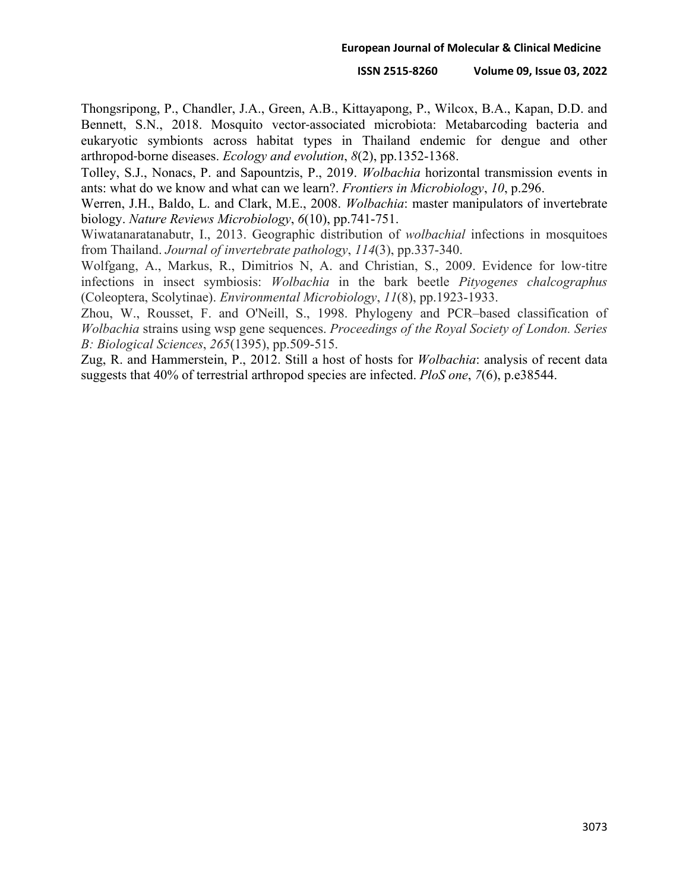Thongsripong, P., Chandler, J.A., Green, A.B., Kittayapong, P., Wilcox, B.A., Kapan, D.D. and Bennett, S.N., 2018. Mosquito vector-associated microbiota: Metabarcoding bacteria and eukaryotic symbionts across habitat types in Thailand endemic for dengue and other arthropod-borne diseases. *Ecology and evolution*, *8*(2), pp.1352-1368.

Tolley, S.J., Nonacs, P. and Sapountzis, P., 2019. *Wolbachia* horizontal transmission events in ants: what do we know and what can we learn?. *Frontiers in Microbiology*, *10*, p.296.

Werren, J.H., Baldo, L. and Clark, M.E., 2008. *Wolbachia*: master manipulators of invertebrate biology. *Nature Reviews Microbiology*, *6*(10), pp.741-751.

Wiwatanaratanabutr, I., 2013. Geographic distribution of *wolbachial* infections in mosquitoes from Thailand. *Journal of invertebrate pathology*, *114*(3), pp.337-340.

Wolfgang, A., Markus, R., Dimitrios N, A. and Christian, S., 2009. Evidence for low-titre infections in insect symbiosis: *Wolbachia* in the bark beetle *Pityogenes chalcographus* (Coleoptera, Scolytinae). *Environmental Microbiology*, *11*(8), pp.1923-1933.

Zhou, W., Rousset, F. and O'Neill, S., 1998. Phylogeny and PCR–based classification of *Wolbachia* strains using wsp gene sequences. *Proceedings of the Royal Society of London. Series B: Biological Sciences*, *265*(1395), pp.509-515.

Zug, R. and Hammerstein, P., 2012. Still a host of hosts for *Wolbachia*: analysis of recent data suggests that 40% of terrestrial arthropod species are infected. *PloS one*, *7*(6), p.e38544.